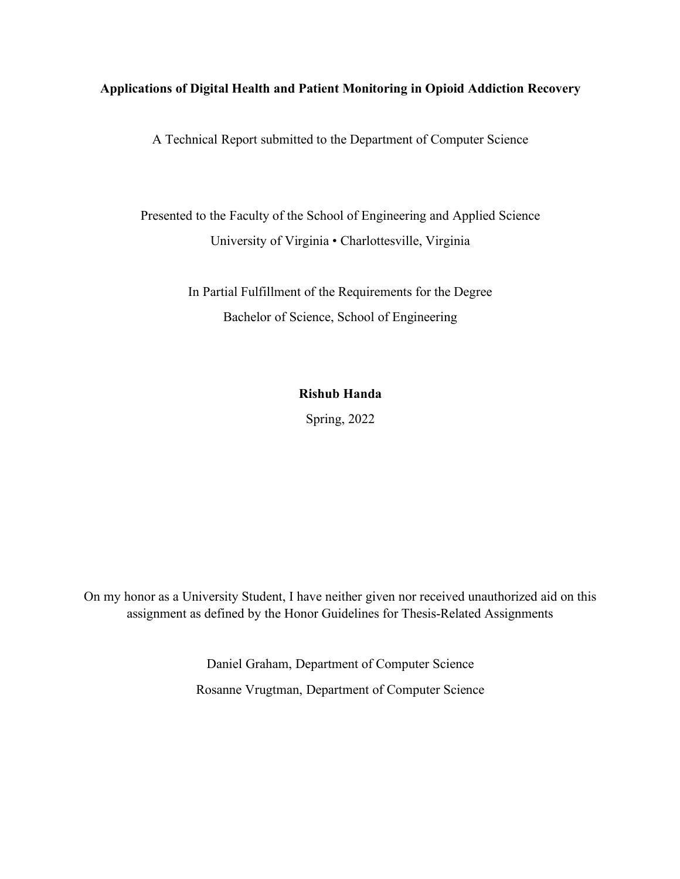**Applications of Digital Health and Patient Monitoring in Opioid Addiction Recovery**

A Technical Report submitted to the Department of Computer Science

Presented to the Faculty of the School of Engineering and Applied Science
University of Virginia • Charlottesville, Virginia

In Partial Fulfillment of the Requirements for the Degree
Bachelor of Science, School of Engineering

**Rishub Handa**

Spring, 2022

On my honor as a University Student, I have neither given nor received unauthorized aid on this assignment as defined by the Honor Guidelines for Thesis-Related Assignments

Daniel Graham, Department of Computer Science

Rosanne Vrugtman, Department of Computer Science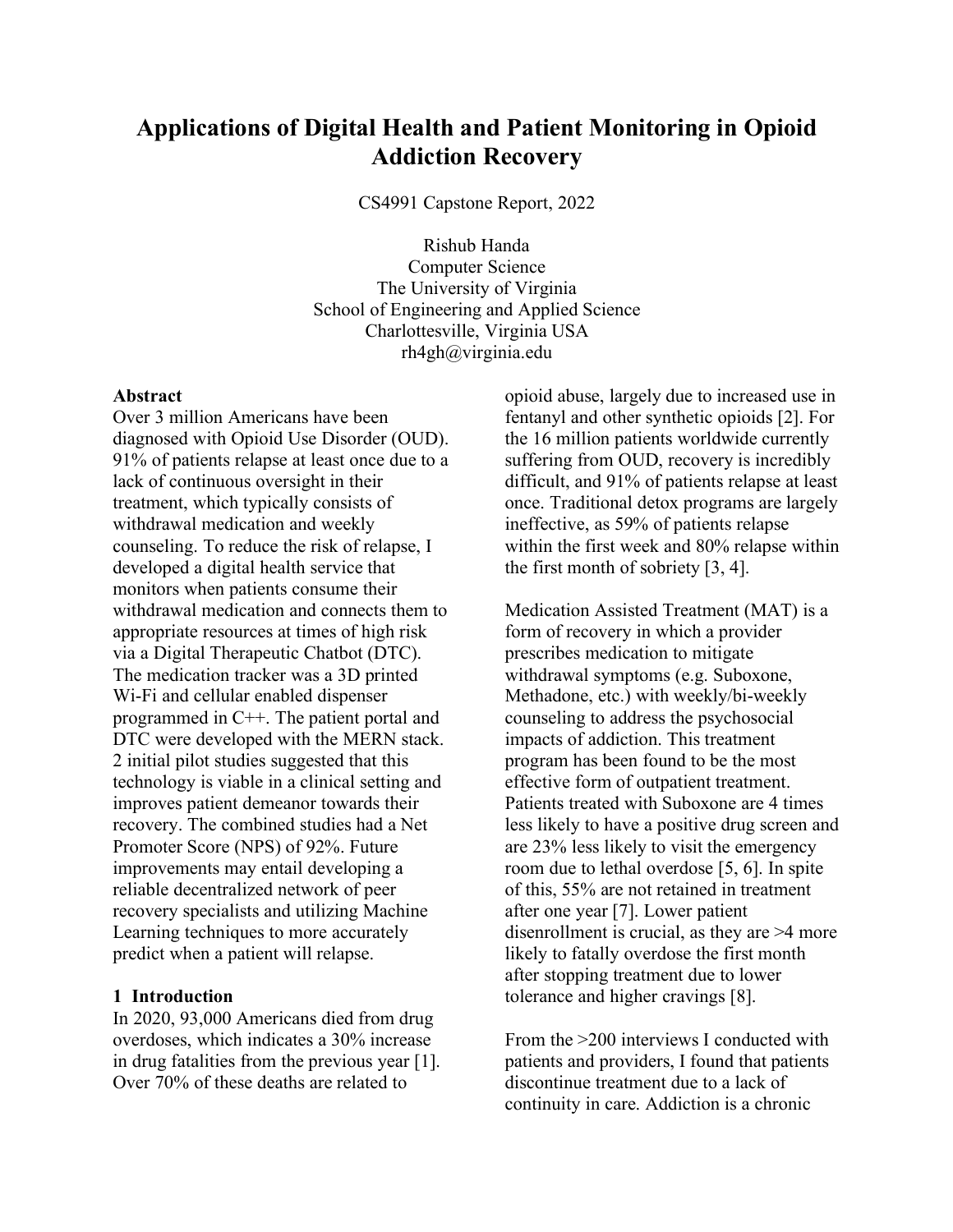# Applications of Digital Health and Patient Monitoring in Opioid Addiction Recovery

CS4991 Capstone Report, 2022

Rishub Handa
Computer Science
The University of Virginia
School of Engineering and Applied Science
Charlottesville, Virginia USA
rh4gh@virginia.edu

**Abstract**

Over 3 million Americans have been diagnosed with Opioid Use Disorder (OUD). 91% of patients relapse at least once due to a lack of continuous oversight in their treatment, which typically consists of withdrawal medication and weekly counseling. To reduce the risk of relapse, I developed a digital health service that monitors when patients consume their withdrawal medication and connects them to appropriate resources at times of high risk via a Digital Therapeutic Chatbot (DTC). The medication tracker was a 3D printed Wi-Fi and cellular enabled dispenser programmed in C++. The patient portal and DTC were developed with the MERN stack. 2 initial pilot studies suggested that this technology is viable in a clinical setting and improves patient demeanor towards their recovery. The combined studies had a Net Promoter Score (NPS) of 92%. Future improvements may entail developing a reliable decentralized network of peer recovery specialists and utilizing Machine Learning techniques to more accurately predict when a patient will relapse.

## 1 Introduction

In 2020, 93,000 Americans died from drug overdoses, which indicates a 30% increase in drug fatalities from the previous year [1]. Over 70% of these deaths are related to opioid abuse, largely due to increased use in fentanyl and other synthetic opioids [2]. For the 16 million patients worldwide currently suffering from OUD, recovery is incredibly difficult, and 91% of patients relapse at least once. Traditional detox programs are largely ineffective, as 59% of patients relapse within the first week and 80% relapse within the first month of sobriety [3, 4].

Medication Assisted Treatment (MAT) is a form of recovery in which a provider prescribes medication to mitigate withdrawal symptoms (e.g. Suboxone, Methadone, etc.) with weekly/bi-weekly counseling to address the psychosocial impacts of addiction. This treatment program has been found to be the most effective form of outpatient treatment. Patients treated with Suboxone are 4 times less likely to have a positive drug screen and are 23% less likely to visit the emergency room due to lethal overdose [5, 6]. In spite of this, 55% are not retained in treatment after one year [7]. Lower patient disenrollment is crucial, as they are >4 more likely to fatally overdose the first month after stopping treatment due to lower tolerance and higher cravings [8].

From the >200 interviews I conducted with patients and providers, I found that patients discontinue treatment due to a lack of continuity in care. Addiction is a chronic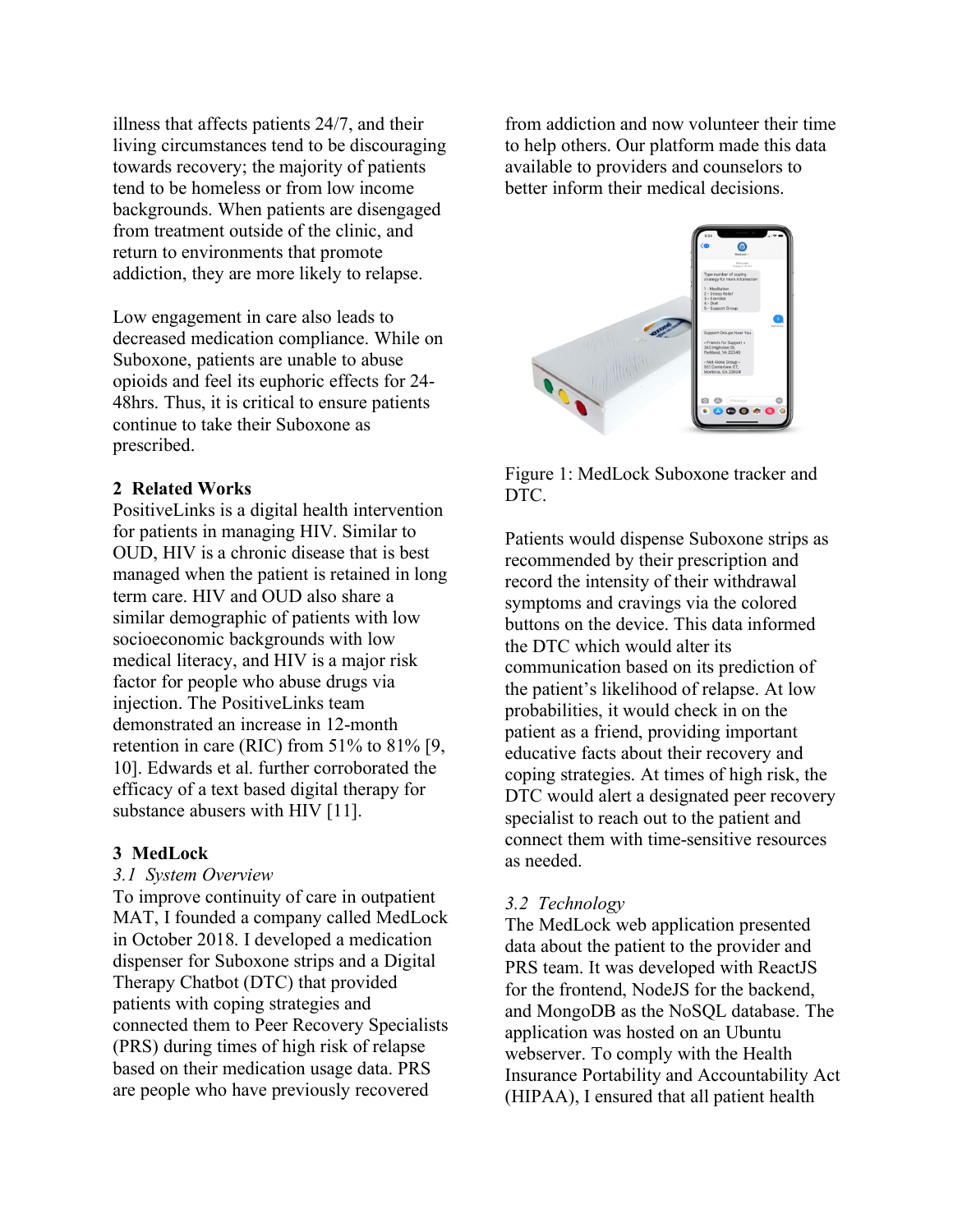illness that affects patients 24/7, and their living circumstances tend to be discouraging towards recovery; the majority of patients tend to be homeless or from low income backgrounds. When patients are disengaged from treatment outside of the clinic, and return to environments that promote addiction, they are more likely to relapse.

Low engagement in care also leads to decreased medication compliance. While on Suboxone, patients are unable to abuse opioids and feel its euphoric effects for 24-48hrs. Thus, it is critical to ensure patients continue to take their Suboxone as prescribed.

## 2 Related Works

PositiveLinks is a digital health intervention for patients in managing HIV. Similar to OUD, HIV is a chronic disease that is best managed when the patient is retained in long term care. HIV and OUD also share a similar demographic of patients with low socioeconomic backgrounds with low medical literacy, and HIV is a major risk factor for people who abuse drugs via injection. The PositiveLinks team demonstrated an increase in 12-month retention in care (RIC) from 51% to 81% [9, 10]. Edwards et al. further corroborated the efficacy of a text based digital therapy for substance abusers with HIV [11].

## 3 MedLock

### *3.1 System Overview*

To improve continuity of care in outpatient MAT, I founded a company called MedLock in October 2018. I developed a medication dispenser for Suboxone strips and a Digital Therapy Chatbot (DTC) that provided patients with coping strategies and connected them to Peer Recovery Specialists (PRS) during times of high risk of relapse based on their medication usage data. PRS are people who have previously recovered from addiction and now volunteer their time to help others. Our platform made this data available to providers and counselors to better inform their medical decisions.

Figure 1: MedLock Suboxone tracker and DTC.

Patients would dispense Suboxone strips as recommended by their prescription and record the intensity of their withdrawal symptoms and cravings via the colored buttons on the device. This data informed the DTC which would alter its communication based on its prediction of the patient's likelihood of relapse. At low probabilities, it would check in on the patient as a friend, providing important educative facts about their recovery and coping strategies. At times of high risk, the DTC would alert a designated peer recovery specialist to reach out to the patient and connect them with time-sensitive resources as needed.

### *3.2 Technology*

The MedLock web application presented data about the patient to the provider and PRS team. It was developed with ReactJS for the frontend, NodeJS for the backend, and MongoDB as the NoSQL database. The application was hosted on an Ubuntu webserver. To comply with the Health Insurance Portability and Accountability Act (HIPAA), I ensured that all patient health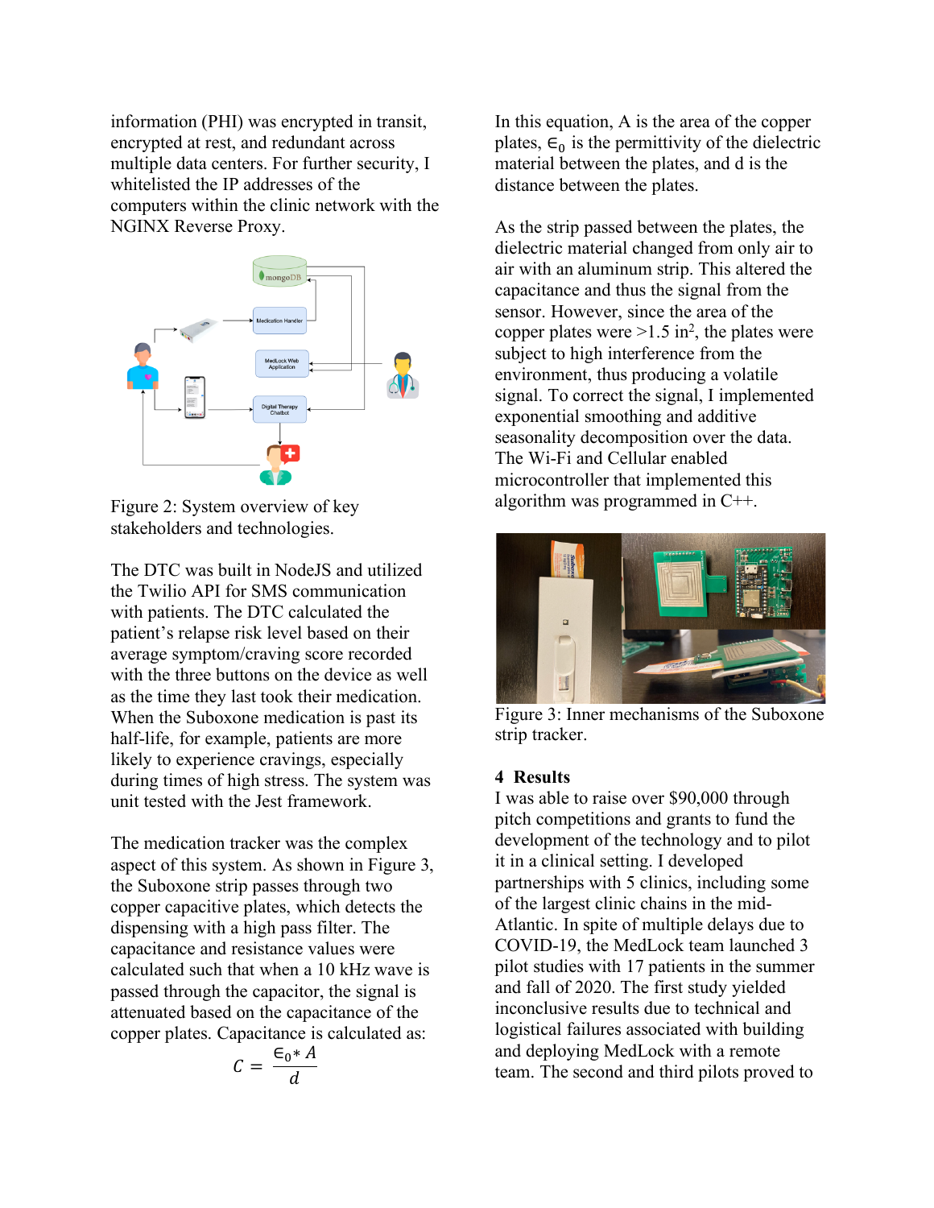information (PHI) was encrypted in transit, encrypted at rest, and redundant across multiple data centers. For further security, I whitelisted the IP addresses of the computers within the clinic network with the NGINX Reverse Proxy.

Figure 2: System overview of key stakeholders and technologies.

The DTC was built in NodeJS and utilized the Twilio API for SMS communication with patients. The DTC calculated the patient's relapse risk level based on their average symptom/craving score recorded with the three buttons on the device as well as the time they last took their medication. When the Suboxone medication is past its half-life, for example, patients are more likely to experience cravings, especially during times of high stress. The system was unit tested with the Jest framework.

The medication tracker was the complex aspect of this system. As shown in Figure 3, the Suboxone strip passes through two copper capacitive plates, which detects the dispensing with a high pass filter. The capacitance and resistance values were calculated such that when a 10 kHz wave is passed through the capacitor, the signal is attenuated based on the capacitance of the copper plates. Capacitance is calculated as:

$$C = \frac{\epsilon_0 * A}{d}$$

In this equation, A is the area of the copper plates, $\epsilon_0$ is the permittivity of the dielectric material between the plates, and d is the distance between the plates.

As the strip passed between the plates, the dielectric material changed from only air to air with an aluminum strip. This altered the capacitance and thus the signal from the sensor. However, since the area of the copper plates were >1.5 $in^2$, the plates were subject to high interference from the environment, thus producing a volatile signal. To correct the signal, I implemented exponential smoothing and additive seasonality decomposition over the data. The Wi-Fi and Cellular enabled microcontroller that implemented this algorithm was programmed in C++.

Figure 3: Inner mechanisms of the Suboxone strip tracker.

## 4 Results

I was able to raise over $90,000 through pitch competitions and grants to fund the development of the technology and to pilot it in a clinical setting. I developed partnerships with 5 clinics, including some of the largest clinic chains in the mid-Atlantic. In spite of multiple delays due to COVID-19, the MedLock team launched 3 pilot studies with 17 patients in the summer and fall of 2020. The first study yielded inconclusive results due to technical and logistical failures associated with building and deploying MedLock with a remote team. The second and third pilots proved to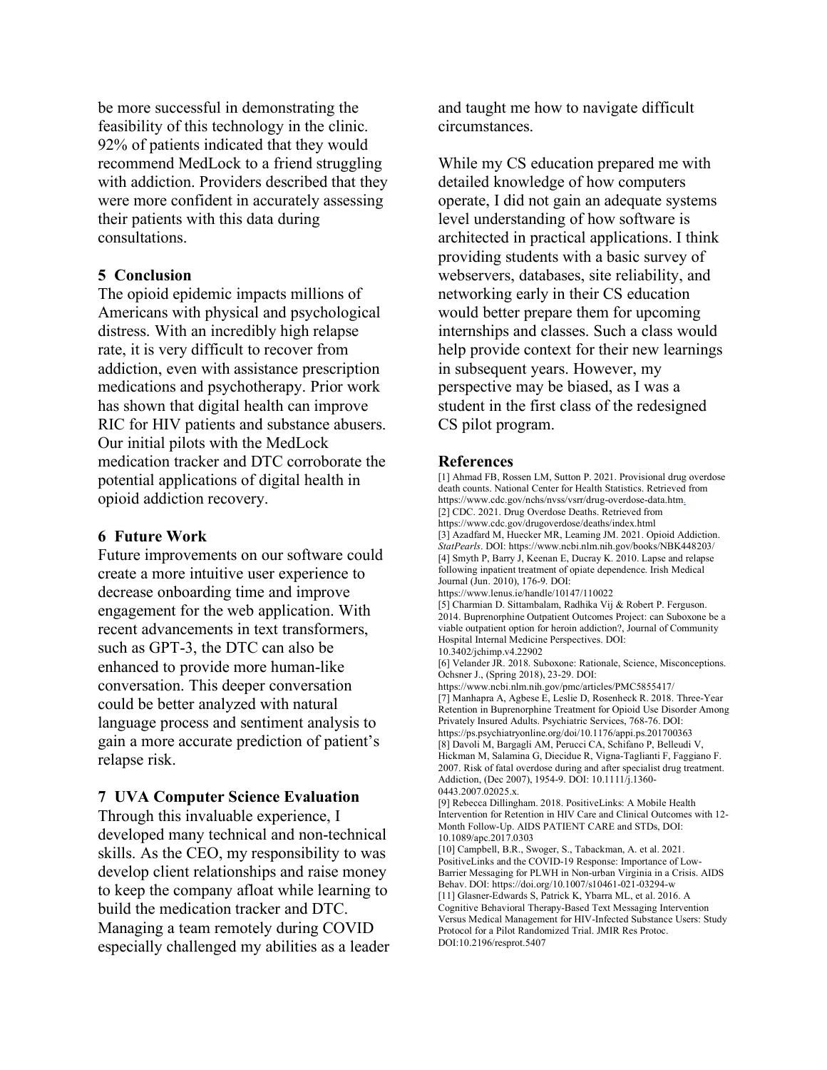be more successful in demonstrating the feasibility of this technology in the clinic. 92% of patients indicated that they would recommend MedLock to a friend struggling with addiction. Providers described that they were more confident in accurately assessing their patients with this data during consultations.

## 5 Conclusion

The opioid epidemic impacts millions of Americans with physical and psychological distress. With an incredibly high relapse rate, it is very difficult to recover from addiction, even with assistance prescription medications and psychotherapy. Prior work has shown that digital health can improve RIC for HIV patients and substance abusers. Our initial pilots with the MedLock medication tracker and DTC corroborate the potential applications of digital health in opioid addiction recovery.

## 6 Future Work

Future improvements on our software could create a more intuitive user experience to decrease onboarding time and improve engagement for the web application. With recent advancements in text transformers, such as GPT-3, the DTC can also be enhanced to provide more human-like conversation. This deeper conversation could be better analyzed with natural language process and sentiment analysis to gain a more accurate prediction of patient's relapse risk.

## 7 UVA Computer Science Evaluation

Through this invaluable experience, I developed many technical and non-technical skills. As the CEO, my responsibility to was develop client relationships and raise money to keep the company afloat while learning to build the medication tracker and DTC. Managing a team remotely during COVID especially challenged my abilities as a leader and taught me how to navigate difficult circumstances.

While my CS education prepared me with detailed knowledge of how computers operate, I did not gain an adequate systems level understanding of how software is architected in practical applications. I think providing students with a basic survey of webservers, databases, site reliability, and networking early in their CS education would better prepare them for upcoming internships and classes. Such a class would help provide context for their new learnings in subsequent years. However, my perspective may be biased, as I was a student in the first class of the redesigned CS pilot program.

## References

[1] Ahmad FB, Rossen LM, Sutton P. 2021. Provisional drug overdose death counts. National Center for Health Statistics. Retrieved from https://www.cdc.gov/nchs/nvss/vsrr/drug-overdose-data.htm.

[2] CDC. 2021. Drug Overdose Deaths. Retrieved from https://www.cdc.gov/drugoverdose/deaths/index.html

[3] Azadfard M, Huecker MR, Leaming JM. 2021. Opioid Addiction. *StatPearls*. DOI: https://www.ncbi.nlm.nih.gov/books/NBK448203/

[4] Smyth P, Barry J, Keenan E, Ducray K. 2010. Lapse and relapse following inpatient treatment of opiate dependence. Irish Medical Journal (Jun. 2010), 176-9. DOI: https://www.lenus.ie/handle/10147/110022

[5] Charmian D. Sittambalam, Radhika Vij & Robert P. Ferguson. 2014. Buprenorphine Outpatient Outcomes Project: can Suboxone be a viable outpatient option for heroin addiction?, Journal of Community Hospital Internal Medicine Perspectives. DOI: 10.3402/jchimp.v4.22902

[6] Velander JR. 2018. Suboxone: Rationale, Science, Misconceptions. Ochsner J., (Spring 2018), 23-29. DOI: https://www.ncbi.nlm.nih.gov/pmc/articles/PMC5855417/

[7] Manhapra A, Agbese E, Leslie D, Rosenheck R. 2018. Three-Year Retention in Buprenorphine Treatment for Opioid Use Disorder Among Privately Insured Adults. Psychiatric Services, 768-76. DOI: https://ps.psychiatryonline.org/doi/10.1176/appi.ps.201700363

[8] Davoli M, Bargagli AM, Perucci CA, Schifano P, Belleudi V, Hickman M, Salamina G, Diecidue R, Vigna-Taglianti F, Faggiano F. 2007. Risk of fatal overdose during and after specialist drug treatment. Addiction, (Dec 2007), 1954-9. DOI: 10.1111/j.1360-0443.2007.02025.x.

[9] Rebecca Dillingham. 2018. PositiveLinks: A Mobile Health Intervention for Retention in HIV Care and Clinical Outcomes with 12-Month Follow-Up. AIDS PATIENT CARE and STDs, DOI: 10.1089/apc.2017.0303

[10] Campbell, B.R., Swoger, S., Tabackman, A. et al. 2021. PositiveLinks and the COVID-19 Response: Importance of Low-Barrier Messaging for PLWH in Non-urban Virginia in a Crisis. AIDS Behav. DOI: https://doi.org/10.1007/s10461-021-03294-w

[11] Glasner-Edwards S, Patrick K, Ybarra ML, et al. 2016. A Cognitive Behavioral Therapy-Based Text Messaging Intervention Versus Medical Management for HIV-Infected Substance Users: Study Protocol for a Pilot Randomized Trial. JMIR Res Protoc. DOI:10.2196/resprot.5407